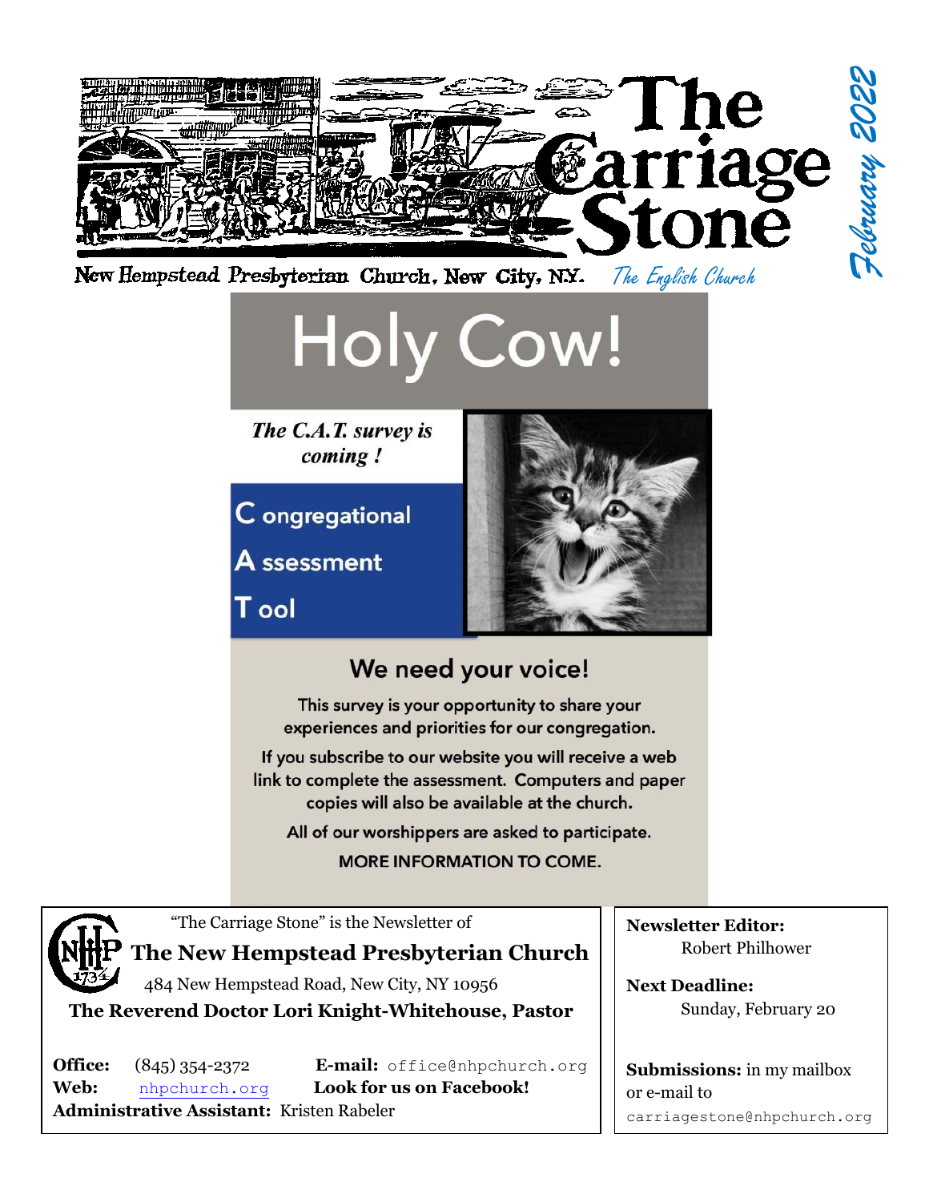# The Carriage Stone

New Hempstead Presbyterian Church, New City, N.Y. *The English Church*

**February 2022**

# Holy Cow!

***The C.A.T. survey is coming !***

**C** ongregational

**A** ssessment

**T** ool

## We need your voice!

This survey is your opportunity to share your experiences and priorities for our congregation.

If you subscribe to our website you will receive a web link to complete the assessment. Computers and paper copies will also be available at the church.

All of our worshippers are asked to participate.

MORE INFORMATION TO COME.

---

"The Carriage Stone" is the Newsletter of

**The New Hempstead Presbyterian Church**

484 New Hempstead Road, New City, NY 10956

**The Reverend Doctor Lori Knight-Whitehouse, Pastor**

**Office:** (845) 354-2372 **E-mail:** office@nhpchurch.org

**Web:** nhpchurch.org **Look for us on Facebook!**

**Administrative Assistant:** Kristen Rabeler

**Newsletter Editor:** Robert Philhower

**Next Deadline:** Sunday, February 20

**Submissions:** in my mailbox or e-mail to carriagestone@nhpchurch.org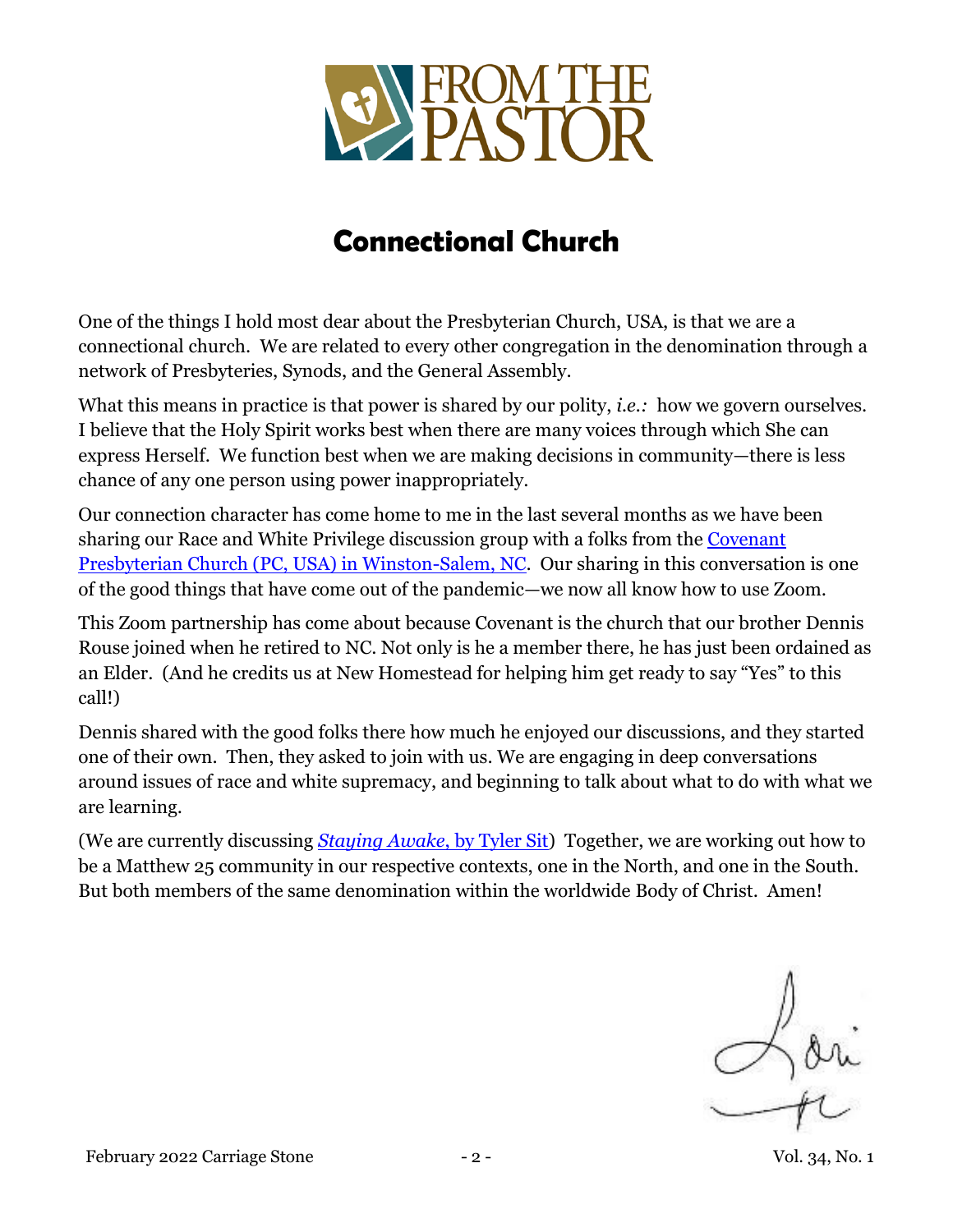# FROM THE PASTOR

## Connectional Church

One of the things I hold most dear about the Presbyterian Church, USA, is that we are a connectional church. We are related to every other congregation in the denomination through a network of Presbyteries, Synods, and the General Assembly.

What this means in practice is that power is shared by our polity, *i.e.:* how we govern ourselves. I believe that the Holy Spirit works best when there are many voices through which She can express Herself. We function best when we are making decisions in community—there is less chance of any one person using power inappropriately.

Our connection character has come home to me in the last several months as we have been sharing our Race and White Privilege discussion group with a folks from the Covenant Presbyterian Church (PC, USA) in Winston-Salem, NC. Our sharing in this conversation is one of the good things that have come out of the pandemic—we now all know how to use Zoom.

This Zoom partnership has come about because Covenant is the church that our brother Dennis Rouse joined when he retired to NC. Not only is he a member there, he has just been ordained as an Elder. (And he credits us at New Homestead for helping him get ready to say "Yes" to this call!)

Dennis shared with the good folks there how much he enjoyed our discussions, and they started one of their own. Then, they asked to join with us. We are engaging in deep conversations around issues of race and white supremacy, and beginning to talk about what to do with what we are learning.

(We are currently discussing *Staying Awake*, by Tyler Sit) Together, we are working out how to be a Matthew 25 community in our respective contexts, one in the North, and one in the South. But both members of the same denomination within the worldwide Body of Christ. Amen!

Lori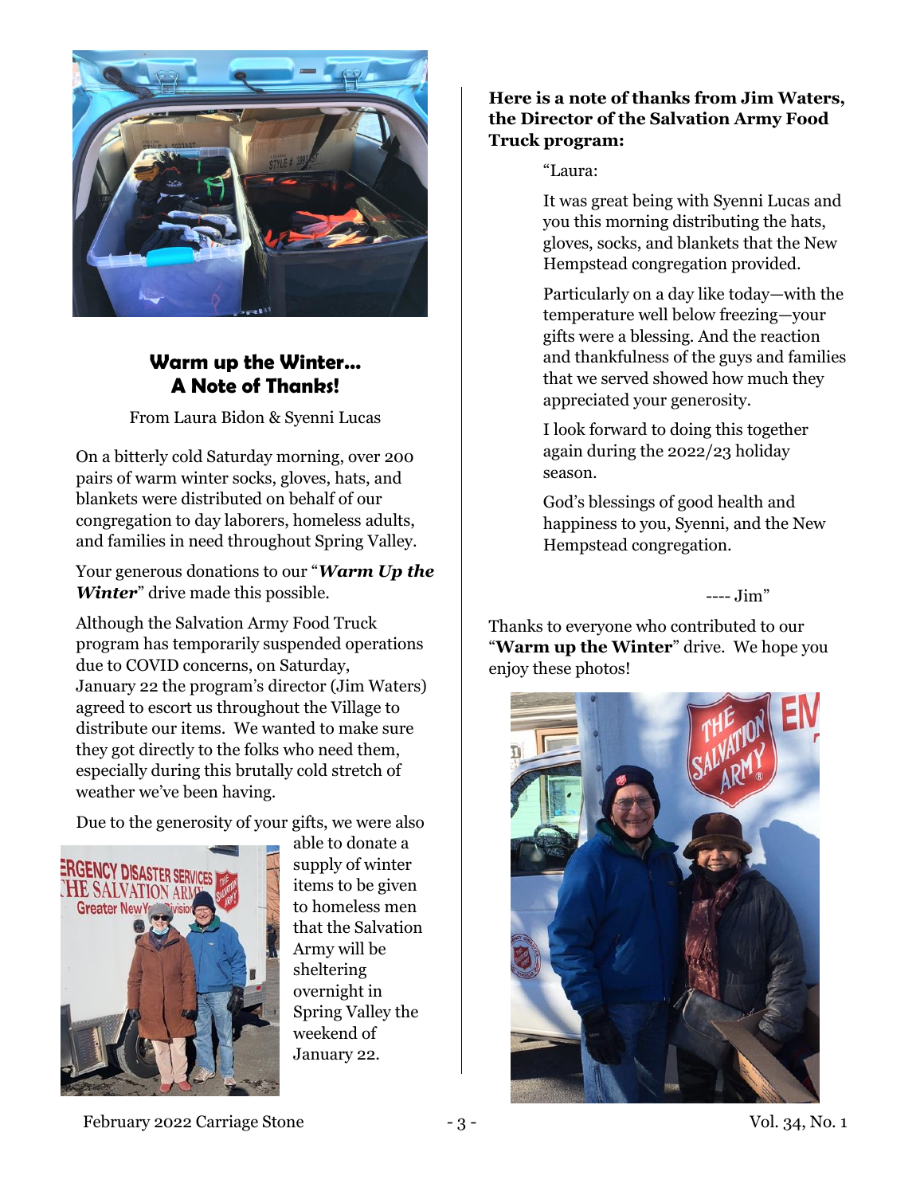## Warm up the Winter… A Note of Thanks!

From Laura Bidon & Syenni Lucas

On a bitterly cold Saturday morning, over 200 pairs of warm winter socks, gloves, hats, and blankets were distributed on behalf of our congregation to day laborers, homeless adults, and families in need throughout Spring Valley.

Your generous donations to our "***Warm Up the Winter***" drive made this possible.

Although the Salvation Army Food Truck program has temporarily suspended operations due to COVID concerns, on Saturday, January 22 the program's director (Jim Waters) agreed to escort us throughout the Village to distribute our items. We wanted to make sure they got directly to the folks who need them, especially during this brutally cold stretch of weather we've been having.

Due to the generosity of your gifts, we were also able to donate a supply of winter items to be given to homeless men that the Salvation Army will be sheltering overnight in Spring Valley the weekend of January 22.

**Here is a note of thanks from Jim Waters, the Director of the Salvation Army Food Truck program:**

> "Laura:
>
> It was great being with Syenni Lucas and you this morning distributing the hats, gloves, socks, and blankets that the New Hempstead congregation provided.
>
> Particularly on a day like today—with the temperature well below freezing—your gifts were a blessing. And the reaction and thankfulness of the guys and families that we served showed how much they appreciated your generosity.
>
> I look forward to doing this together again during the 2022/23 holiday season.
>
> God's blessings of good health and happiness to you, Syenni, and the New Hempstead congregation.
>
> ---- Jim"

Thanks to everyone who contributed to our "**Warm up the Winter**" drive. We hope you enjoy these photos!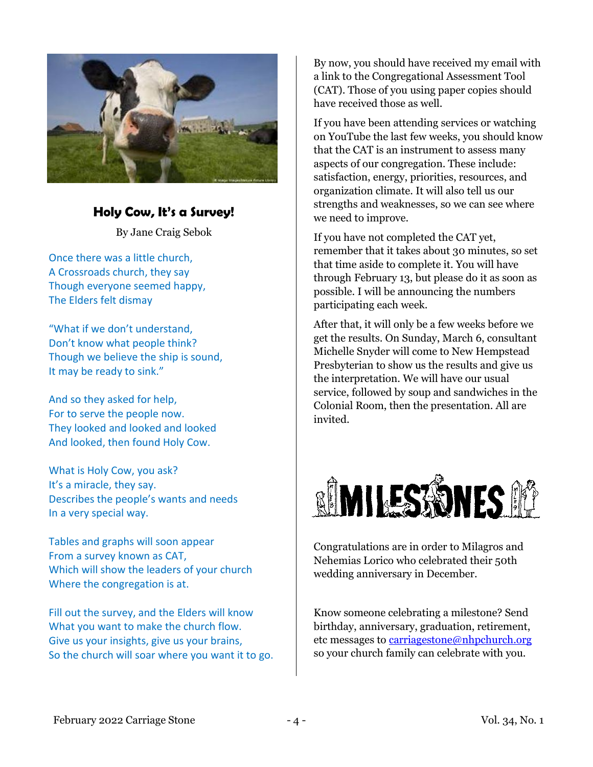## Holy Cow, It's a Survey!

By Jane Craig Sebok

Once there was a little church,
A Crossroads church, they say
Though everyone seemed happy,
The Elders felt dismay

"What if we don't understand,
Don't know what people think?
Though we believe the ship is sound,
It may be ready to sink."

And so they asked for help,
For to serve the people now.
They looked and looked and looked
And looked, then found Holy Cow.

What is Holy Cow, you ask?
It's a miracle, they say.
Describes the people's wants and needs
In a very special way.

Tables and graphs will soon appear
From a survey known as CAT,
Which will show the leaders of your church
Where the congregation is at.

Fill out the survey, and the Elders will know
What you want to make the church flow.
Give us your insights, give us your brains,
So the church will soar where you want it to go.

By now, you should have received my email with a link to the Congregational Assessment Tool (CAT). Those of you using paper copies should have received those as well.

If you have been attending services or watching on YouTube the last few weeks, you should know that the CAT is an instrument to assess many aspects of our congregation. These include: satisfaction, energy, priorities, resources, and organization climate. It will also tell us our strengths and weaknesses, so we can see where we need to improve.

If you have not completed the CAT yet, remember that it takes about 30 minutes, so set that time aside to complete it. You will have through February 13, but please do it as soon as possible. I will be announcing the numbers participating each week.

After that, it will only be a few weeks before we get the results. On Sunday, March 6, consultant Michelle Snyder will come to New Hempstead Presbyterian to show us the results and give us the interpretation. We will have our usual service, followed by soup and sandwiches in the Colonial Room, then the presentation. All are invited.

## MILESTONES

Congratulations are in order to Milagros and Nehemias Lorico who celebrated their 50th wedding anniversary in December.

Know someone celebrating a milestone? Send birthday, anniversary, graduation, retirement, etc messages to carriagestone@nhpchurch.org so your church family can celebrate with you.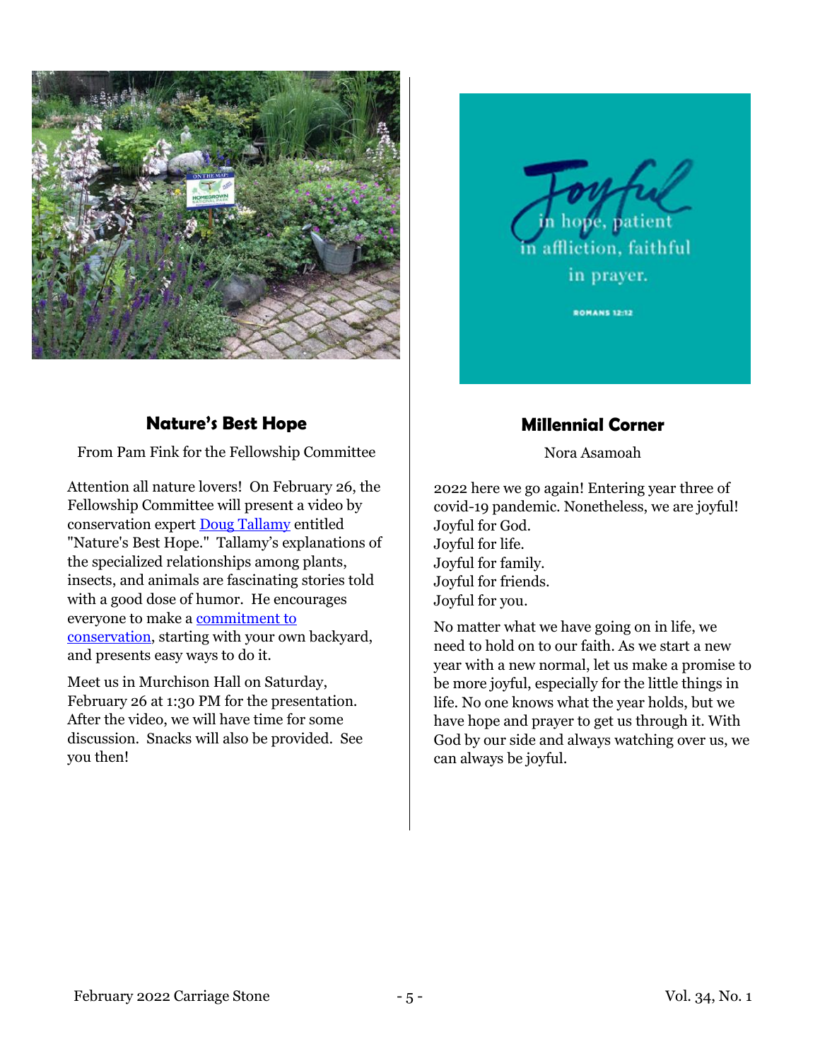## Nature's Best Hope

From Pam Fink for the Fellowship Committee

Attention all nature lovers! On February 26, the Fellowship Committee will present a video by conservation expert Doug Tallamy entitled "Nature's Best Hope." Tallamy's explanations of the specialized relationships among plants, insects, and animals are fascinating stories told with a good dose of humor. He encourages everyone to make a commitment to conservation, starting with your own backyard, and presents easy ways to do it.

Meet us in Murchison Hall on Saturday, February 26 at 1:30 PM for the presentation. After the video, we will have time for some discussion. Snacks will also be provided. See you then!

Joyful in hope, patient in affliction, faithful in prayer.

ROMANS 12:12

## Millennial Corner

Nora Asamoah

2022 here we go again! Entering year three of covid-19 pandemic. Nonetheless, we are joyful!
Joyful for God.
Joyful for life.
Joyful for family.
Joyful for friends.
Joyful for you.

No matter what we have going on in life, we need to hold on to our faith. As we start a new year with a new normal, let us make a promise to be more joyful, especially for the little things in life. No one knows what the year holds, but we have hope and prayer to get us through it. With God by our side and always watching over us, we can always be joyful.